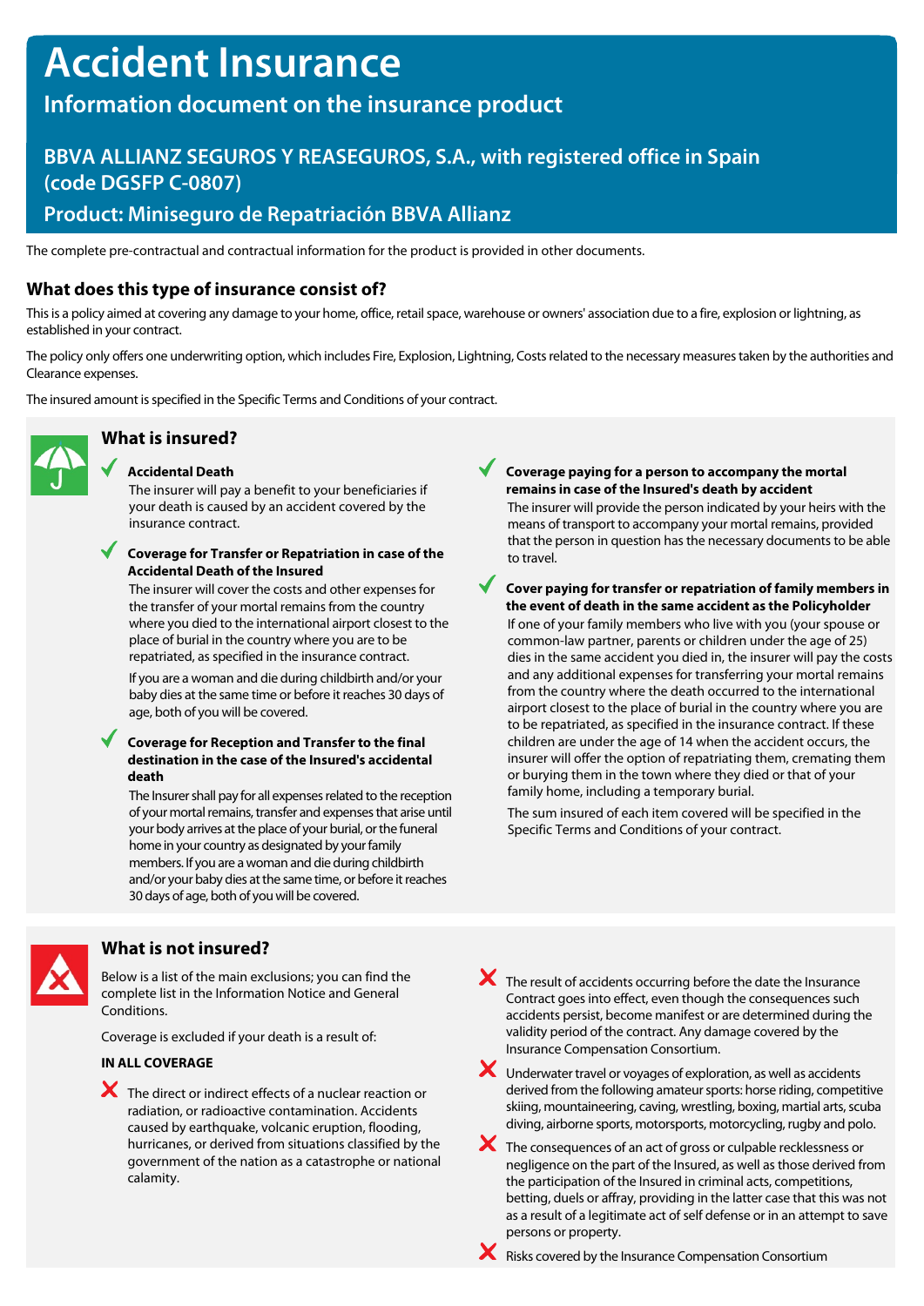# Accident Insurance

## Information document on the insurance product

### BBVA ALLIANZ SEGUROS Y REASEGUROS, S.A., with registered office in Spain (code DGSFP C-0807)

### Product: Miniseguro de Repatriación BBVA Allianz

The complete pre-contractual and contractual information for the product is provided in other documents.

## What does this type of insurance consist of?

This is a policy aimed at covering any damage to your home, office, retail space, warehouse or owners' association due to a fire, explosion or lightning, as established in your contract.

The policy only offers one underwriting option, which includes Fire, Explosion, Lightning, Costs related to the necessary measures taken by the authorities and Clearance expenses.

The insured amount is specified in the Specific Terms and Conditions of your contract.

## What is insured?

- ✓ **Accidental Death**
  The insurer will pay a benefit to your beneficiaries if your death is caused by an accident covered by the insurance contract.

- ✓ **Coverage for Transfer or Repatriation in case of the Accidental Death of the Insured**
  The insurer will cover the costs and other expenses for the transfer of your mortal remains from the country where you died to the international airport closest to the place of burial in the country where you are to be repatriated, as specified in the insurance contract.

  If you are a woman and die during childbirth and/or your baby dies at the same time or before it reaches 30 days of age, both of you will be covered.

- ✓ **Coverage for Reception and Transfer to the final destination in the case of the Insured's accidental death**
  The Insurer shall pay for all expenses related to the reception of your mortal remains, transfer and expenses that arise until your body arrives at the place of your burial, or the funeral home in your country as designated by your family members. If you are a woman and die during childbirth and/or your baby dies at the same time, or before it reaches 30 days of age, both of you will be covered.

- ✓ **Coverage paying for a person to accompany the mortal remains in case of the Insured's death by accident**
  The insurer will provide the person indicated by your heirs with the means of transport to accompany your mortal remains, provided that the person in question has the necessary documents to be able to travel.

- ✓ **Cover paying for transfer or repatriation of family members in the event of death in the same accident as the Policyholder**
  If one of your family members who live with you (your spouse or common-law partner, parents or children under the age of 25) dies in the same accident you died in, the insurer will pay the costs and any additional expenses for transferring your mortal remains from the country where the death occurred to the international airport closest to the place of burial in the country where you are to be repatriated, as specified in the insurance contract. If these children are under the age of 14 when the accident occurs, the insurer will offer the option of repatriating them, cremating them or burying them in the town where they died or that of your family home, including a temporary burial.

  The sum insured of each item covered will be specified in the Specific Terms and Conditions of your contract.

## What is not insured?

Below is a list of the main exclusions; you can find the complete list in the Information Notice and General Conditions.

Coverage is excluded if your death is a result of:

**IN ALL COVERAGE**

- ✗ The direct or indirect effects of a nuclear reaction or radiation, or radioactive contamination. Accidents caused by earthquake, volcanic eruption, flooding, hurricanes, or derived from situations classified by the government of the nation as a catastrophe or national calamity.
- ✗ The result of accidents occurring before the date the Insurance Contract goes into effect, even though the consequences such accidents persist, become manifest or are determined during the validity period of the contract. Any damage covered by the Insurance Compensation Consortium.
- ✗ Underwater travel or voyages of exploration, as well as accidents derived from the following amateur sports: horse riding, competitive skiing, mountaineering, caving, wrestling, boxing, martial arts, scuba diving, airborne sports, motorsports, motorcycling, rugby and polo.
- ✗ The consequences of an act of gross or culpable recklessness or negligence on the part of the Insured, as well as those derived from the participation of the Insured in criminal acts, competitions, betting, duels or affray, providing in the latter case that this was not as a result of a legitimate act of self defense or in an attempt to save persons or property.
- ✗ Risks covered by the Insurance Compensation Consortium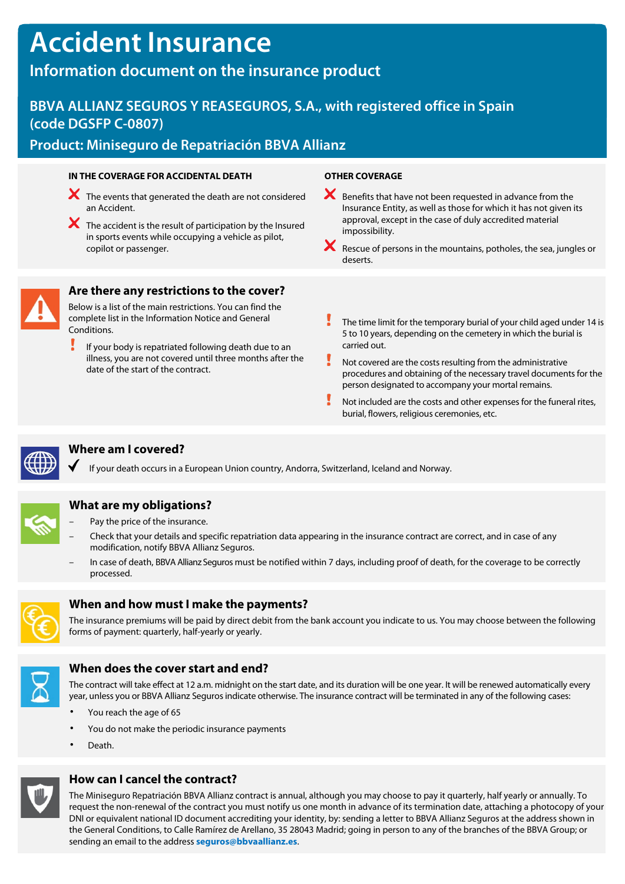# Accident Insurance

## Information document on the insurance product

### BBVA ALLIANZ SEGUROS Y REASEGUROS, S.A., with registered office in Spain (code DGSFP C-0807)

### Product: Miniseguro de Repatriación BBVA Allianz

**IN THE COVERAGE FOR ACCIDENTAL DEATH**

- ✗ The events that generated the death are not considered an Accident.
- ✗ The accident is the result of participation by the Insured in sports events while occupying a vehicle as pilot, copilot or passenger.

**OTHER COVERAGE**

- ✗ Benefits that have not been requested in advance from the Insurance Entity, as well as those for which it has not given its approval, except in the case of duly accredited material impossibility.
- ✗ Rescue of persons in the mountains, potholes, the sea, jungles or deserts.

## Are there any restrictions to the cover?

Below is a list of the main restrictions. You can find the complete list in the Information Notice and General Conditions.

- ! If your body is repatriated following death due to an illness, you are not covered until three months after the date of the start of the contract.
- ! The time limit for the temporary burial of your child aged under 14 is 5 to 10 years, depending on the cemetery in which the burial is carried out.
- ! Not covered are the costs resulting from the administrative procedures and obtaining of the necessary travel documents for the person designated to accompany your mortal remains.
- ! Not included are the costs and other expenses for the funeral rites, burial, flowers, religious ceremonies, etc.

## Where am I covered?

- ✓ If your death occurs in a European Union country, Andorra, Switzerland, Iceland and Norway.

## What are my obligations?

- Pay the price of the insurance.
- Check that your details and specific repatriation data appearing in the insurance contract are correct, and in case of any modification, notify BBVA Allianz Seguros.
- In case of death, BBVA Allianz Seguros must be notified within 7 days, including proof of death, for the coverage to be correctly processed.

## When and how must I make the payments?

The insurance premiums will be paid by direct debit from the bank account you indicate to us. You may choose between the following forms of payment: quarterly, half-yearly or yearly.

## When does the cover start and end?

The contract will take effect at 12 a.m. midnight on the start date, and its duration will be one year. It will be renewed automatically every year, unless you or BBVA Allianz Seguros indicate otherwise. The insurance contract will be terminated in any of the following cases:

- You reach the age of 65
- You do not make the periodic insurance payments
- Death.

## How can I cancel the contract?

The Miniseguro Repatriación BBVA Allianz contract is annual, although you may choose to pay it quarterly, half yearly or annually. To request the non-renewal of the contract you must notify us one month in advance of its termination date, attaching a photocopy of your DNI or equivalent national ID document accrediting your identity, by: sending a letter to BBVA Allianz Seguros at the address shown in the General Conditions, to Calle Ramírez de Arellano, 35 28043 Madrid; going in person to any of the branches of the BBVA Group; or sending an email to the address **seguros@bbvaallianz.es**.